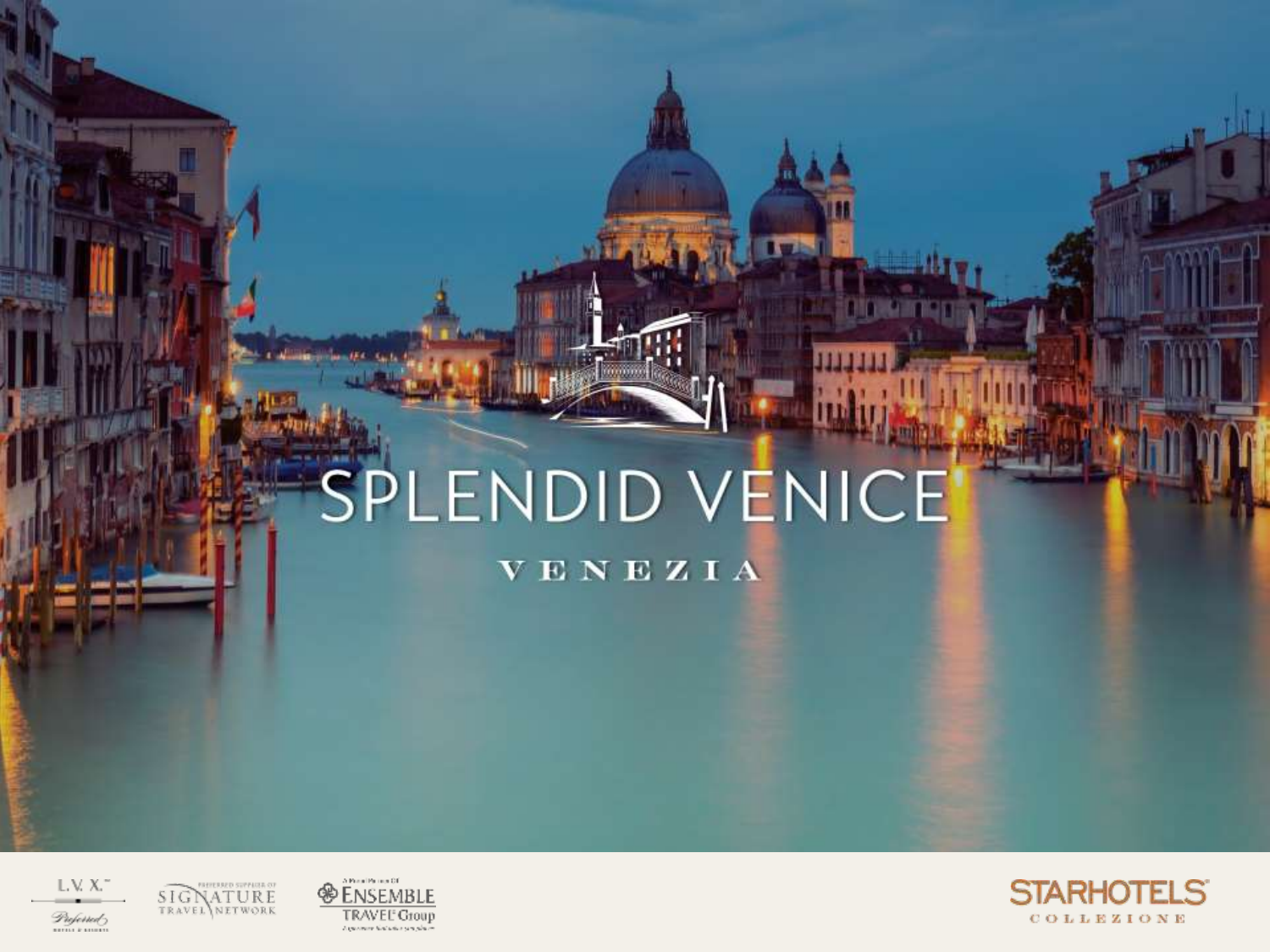# SPLENDID VENICE

VENEZIA

L.V. X. Preferred Hotels & Resorts

Preferred Supplier of SIGNATURE TRAVEL NETWORK

ENSEMBLE TRAVEL Group

STARHOTELS COLLEZIONE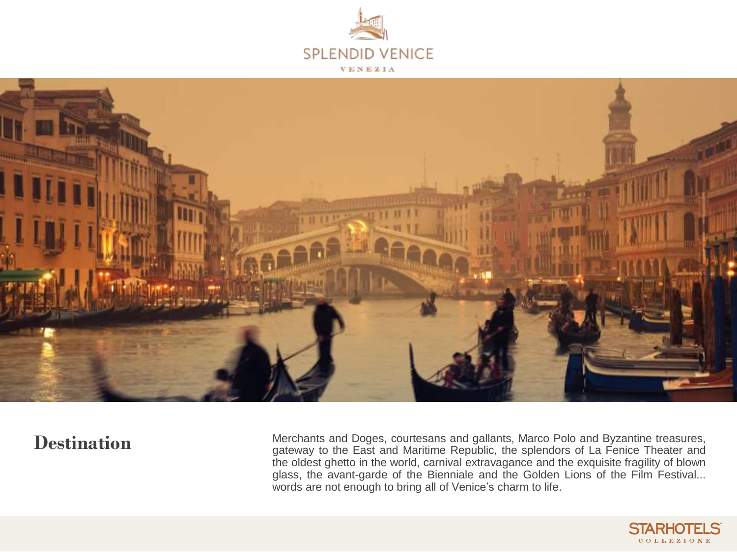SPLENDID VENICE

VENEZIA

## Destination

Merchants and Doges, courtesans and gallants, Marco Polo and Byzantine treasures, gateway to the East and Maritime Republic, the splendors of La Fenice Theater and the oldest ghetto in the world, carnival extravagance and the exquisite fragility of blown glass, the avant-garde of the Biennale and the Golden Lions of the Film Festival... words are not enough to bring all of Venice's charm to life.

STARHOTELS

COLLEZIONE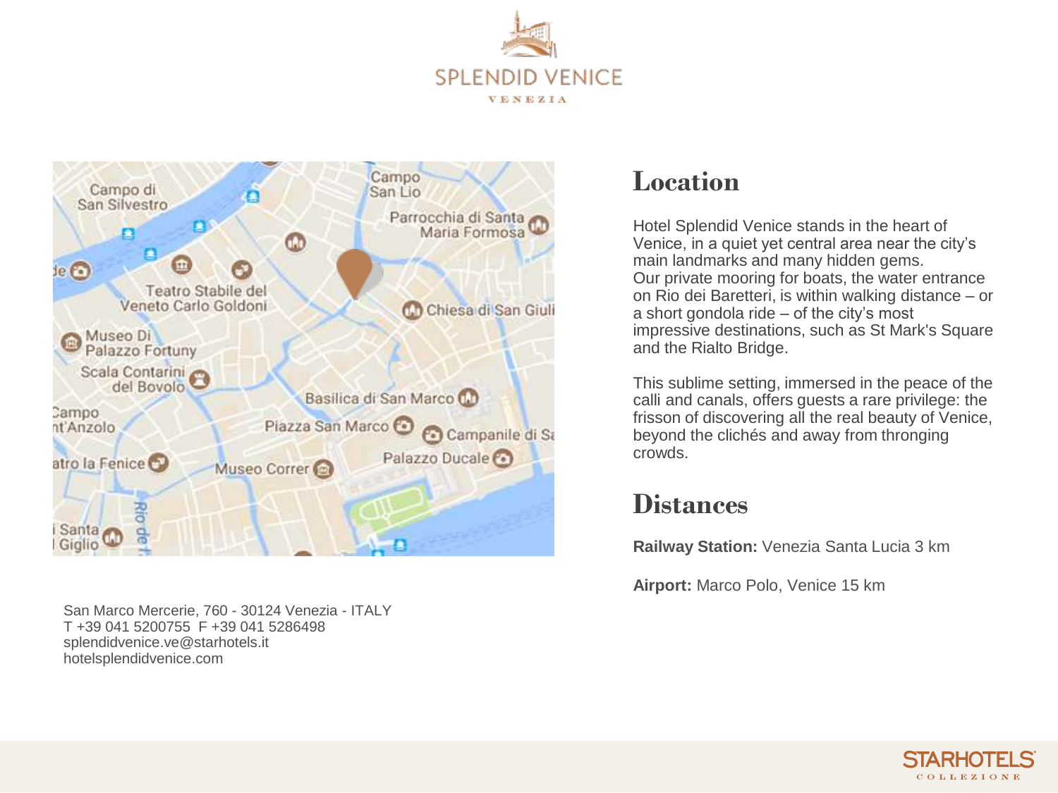# SPLENDID VENICE

VENEZIA

## Location

Hotel Splendid Venice stands in the heart of Venice, in a quiet yet central area near the city's main landmarks and many hidden gems.
Our private mooring for boats, the water entrance on Rio dei Baretteri, is within walking distance – or a short gondola ride – of the city's most impressive destinations, such as St Mark's Square and the Rialto Bridge.

This sublime setting, immersed in the peace of the calli and canals, offers guests a rare privilege: the frisson of discovering all the real beauty of Venice, beyond the clichés and away from thronging crowds.

## Distances

**Railway Station:** Venezia Santa Lucia 3 km

**Airport:** Marco Polo, Venice 15 km

San Marco Mercerie, 760 - 30124 Venezia - ITALY
T +39 041 5200755 F +39 041 5286498
splendidvenice.ve@starhotels.it
hotelsplendidvenice.com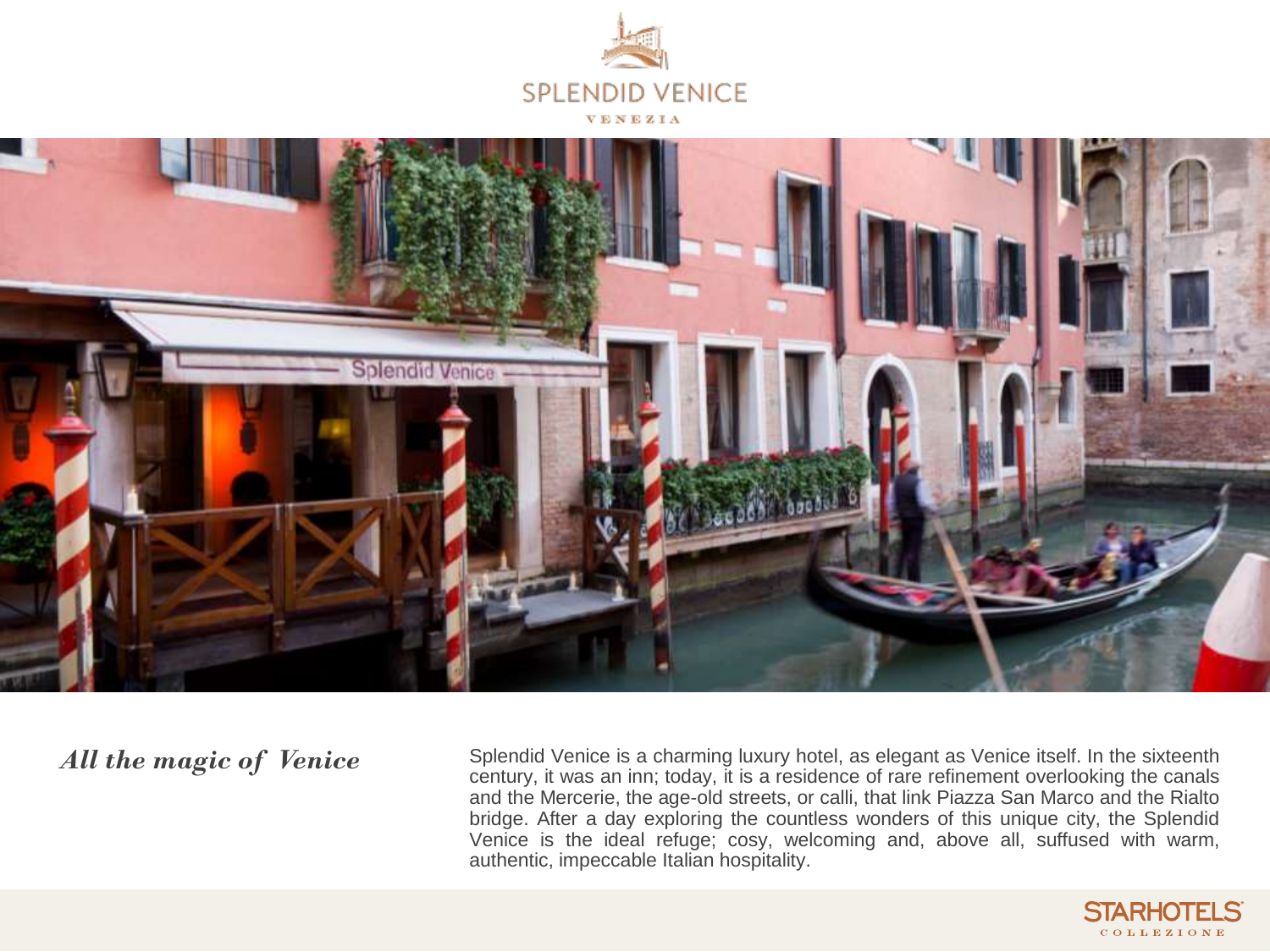SPLENDID VENICE

VENEZIA

*All the magic of Venice*

Splendid Venice is a charming luxury hotel, as elegant as Venice itself. In the sixteenth century, it was an inn; today, it is a residence of rare refinement overlooking the canals and the Mercerie, the age-old streets, or calli, that link Piazza San Marco and the Rialto bridge. After a day exploring the countless wonders of this unique city, the Splendid Venice is the ideal refuge; cosy, welcoming and, above all, suffused with warm, authentic, impeccable Italian hospitality.

STARHOTELS COLLEZIONE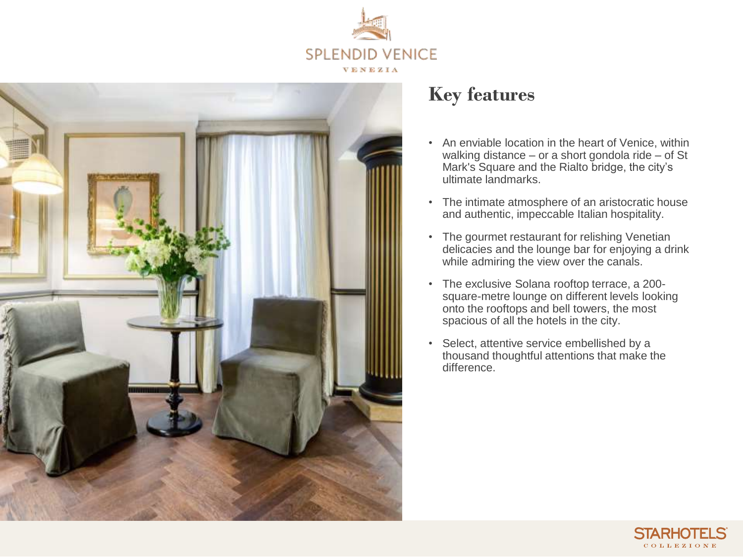# Key features

- An enviable location in the heart of Venice, within walking distance – or a short gondola ride – of St Mark's Square and the Rialto bridge, the city's ultimate landmarks.
- The intimate atmosphere of an aristocratic house and authentic, impeccable Italian hospitality.
- The gourmet restaurant for relishing Venetian delicacies and the lounge bar for enjoying a drink while admiring the view over the canals.
- The exclusive Solana rooftop terrace, a 200-square-metre lounge on different levels looking onto the rooftops and bell towers, the most spacious of all the hotels in the city.
- Select, attentive service embellished by a thousand thoughtful attentions that make the difference.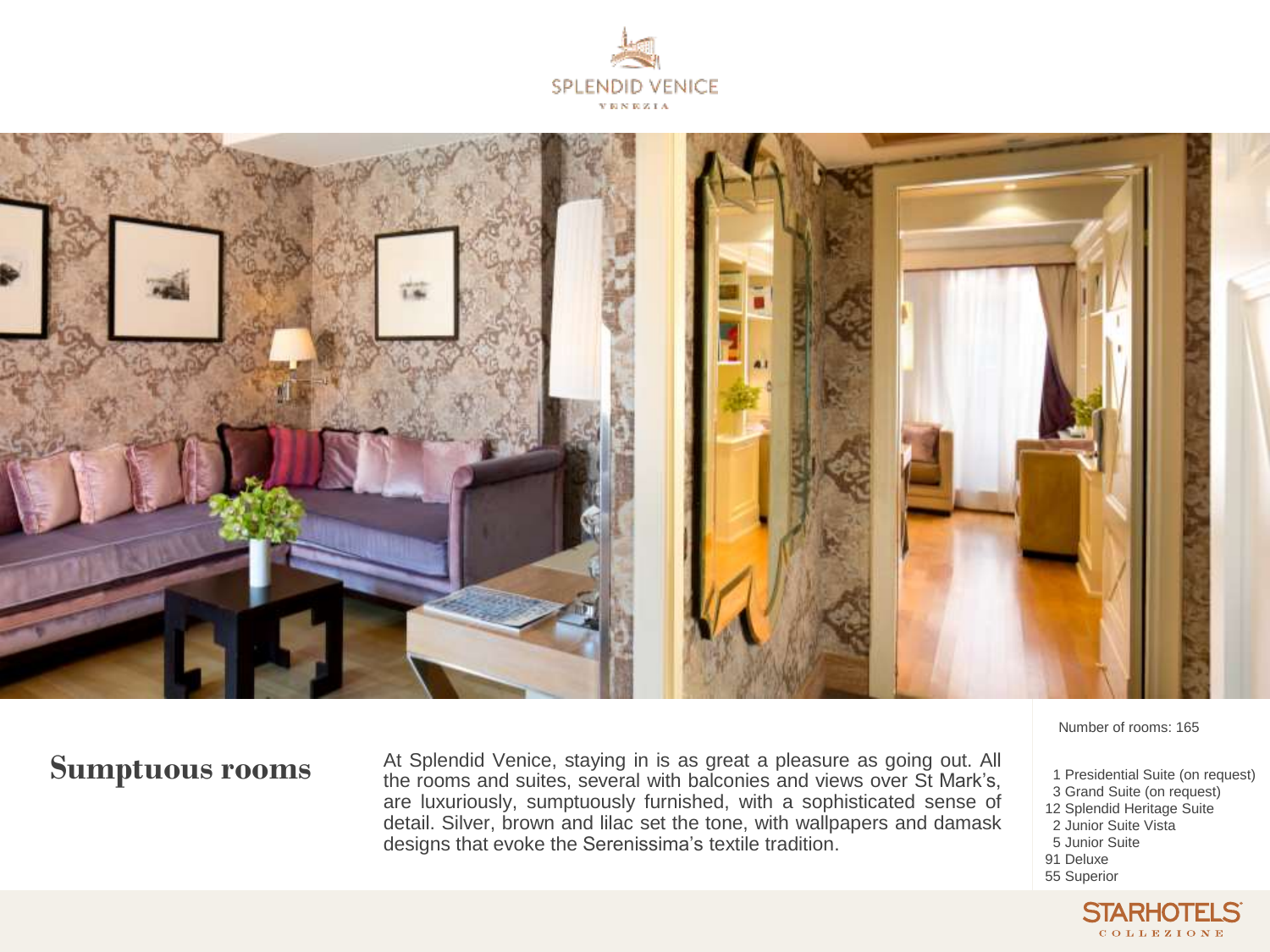SPLENDID VENICE

VENEZIA

## Sumptuous rooms

At Splendid Venice, staying in is as great a pleasure as going out. All the rooms and suites, several with balconies and views over St Mark's, are luxuriously, sumptuously furnished, with a sophisticated sense of detail. Silver, brown and lilac set the tone, with wallpapers and damask designs that evoke the Serenissima's textile tradition.

Number of rooms: 165

- 1 Presidential Suite (on request)
- 3 Grand Suite (on request)
- 12 Splendid Heritage Suite
- 2 Junior Suite Vista
- 5 Junior Suite
- 91 Deluxe
- 55 Superior

STARHOTELS COLLEZIONE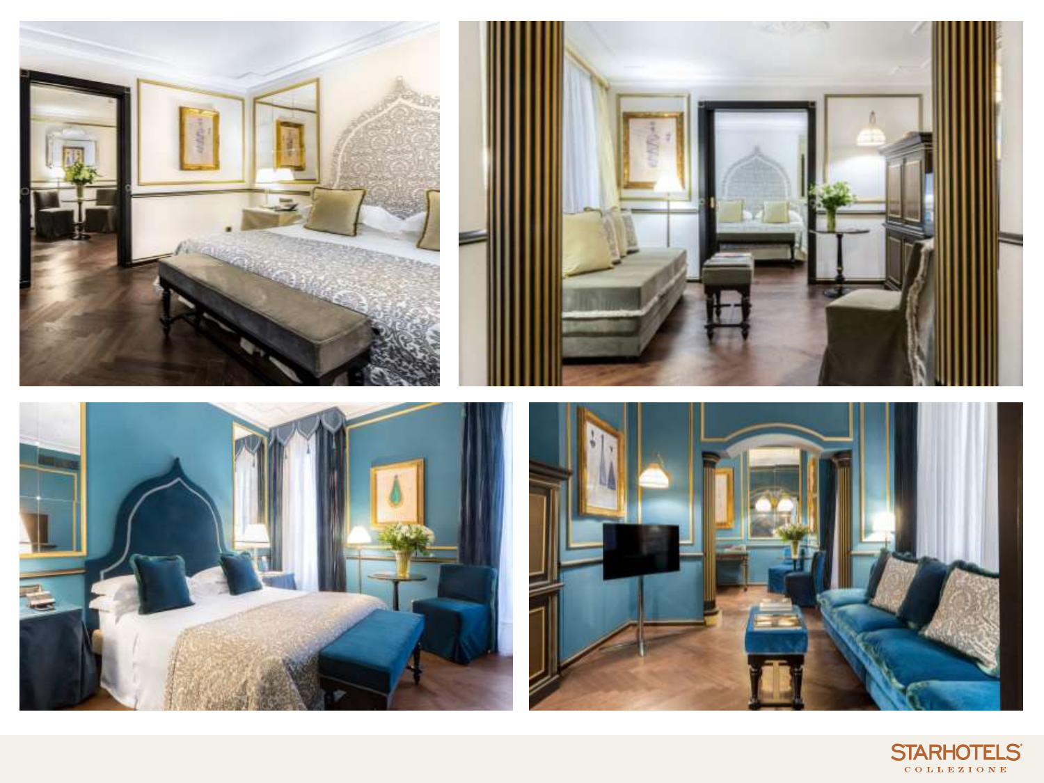STARHOTELS

COLLEZIONE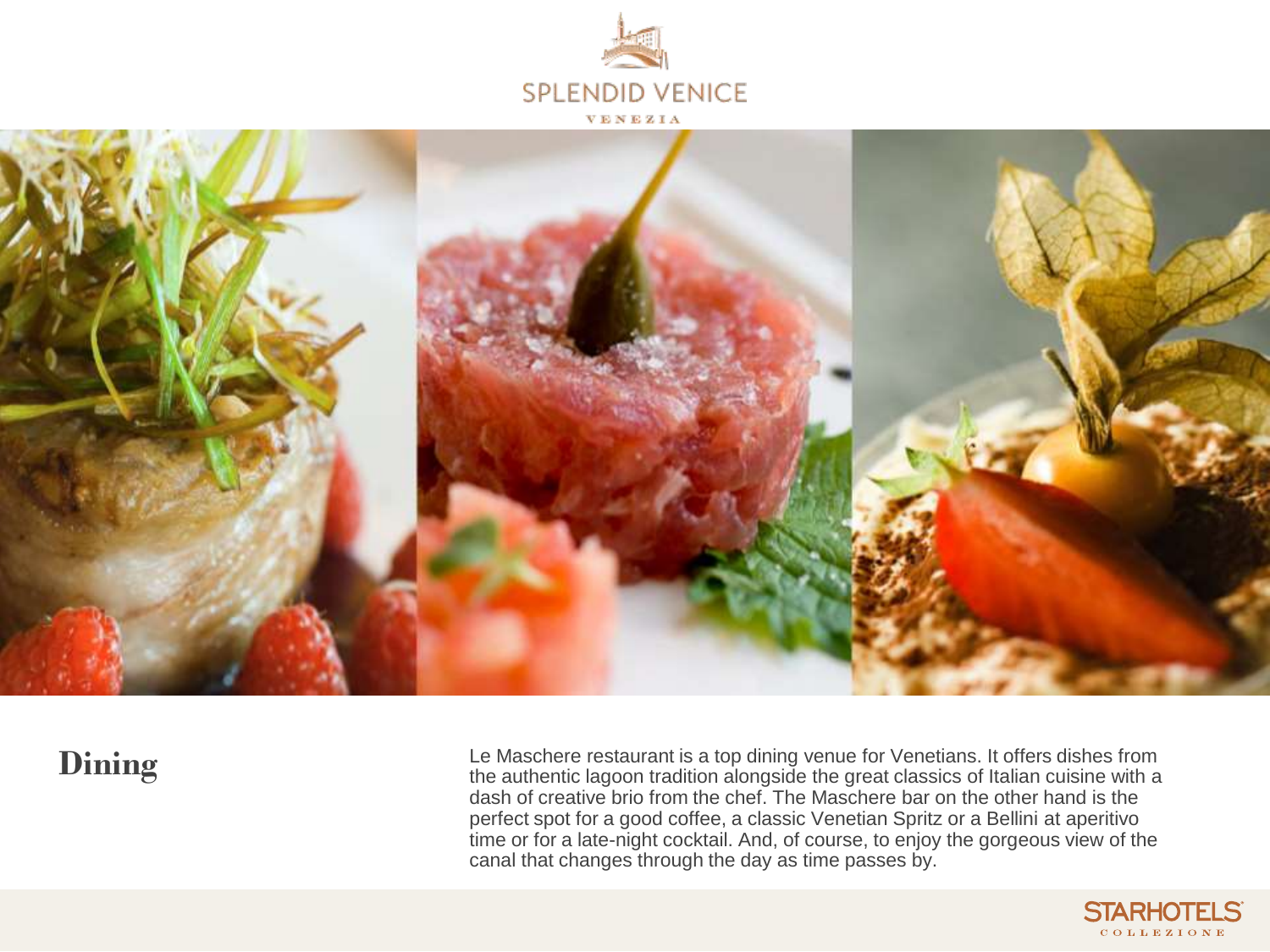# Dining

Le Maschere restaurant is a top dining venue for Venetians. It offers dishes from the authentic lagoon tradition alongside the great classics of Italian cuisine with a dash of creative brio from the chef. The Maschere bar on the other hand is the perfect spot for a good coffee, a classic Venetian Spritz or a Bellini at aperitivo time or for a late-night cocktail. And, of course, to enjoy the gorgeous view of the canal that changes through the day as time passes by.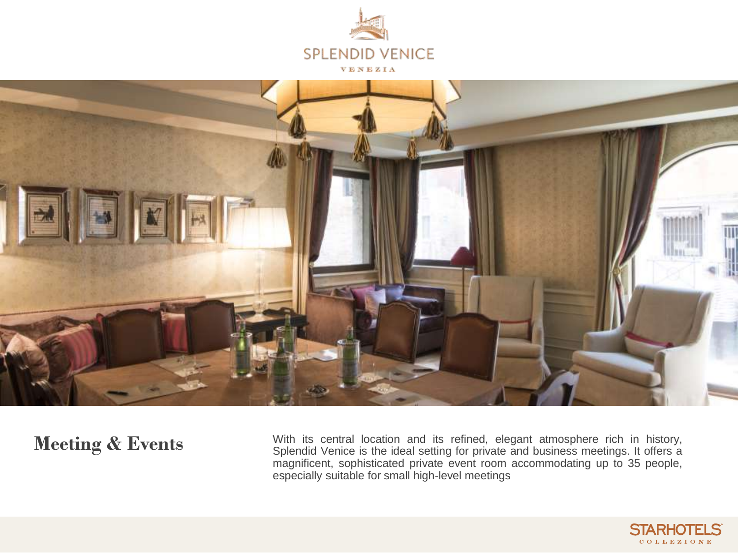SPLENDID VENICE

VENEZIA

## Meeting & Events

With its central location and its refined, elegant atmosphere rich in history, Splendid Venice is the ideal setting for private and business meetings. It offers a magnificent, sophisticated private event room accommodating up to 35 people, especially suitable for small high-level meetings

STARHOTELS

COLLEZIONE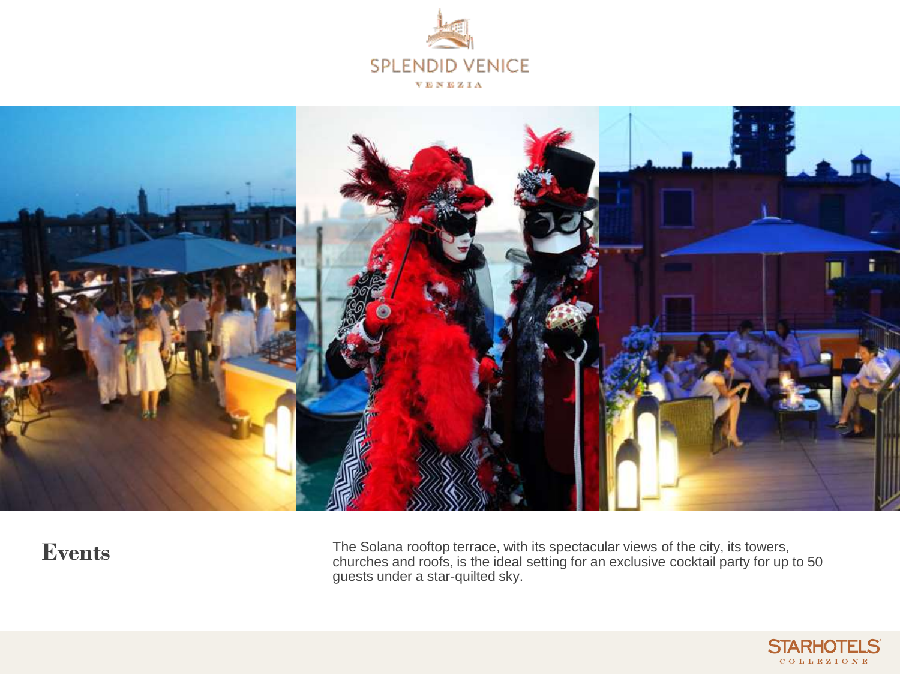# SPLENDID VENICE

VENEZIA

## Events

The Solana rooftop terrace, with its spectacular views of the city, its towers, churches and roofs, is the ideal setting for an exclusive cocktail party for up to 50 guests under a star-quilted sky.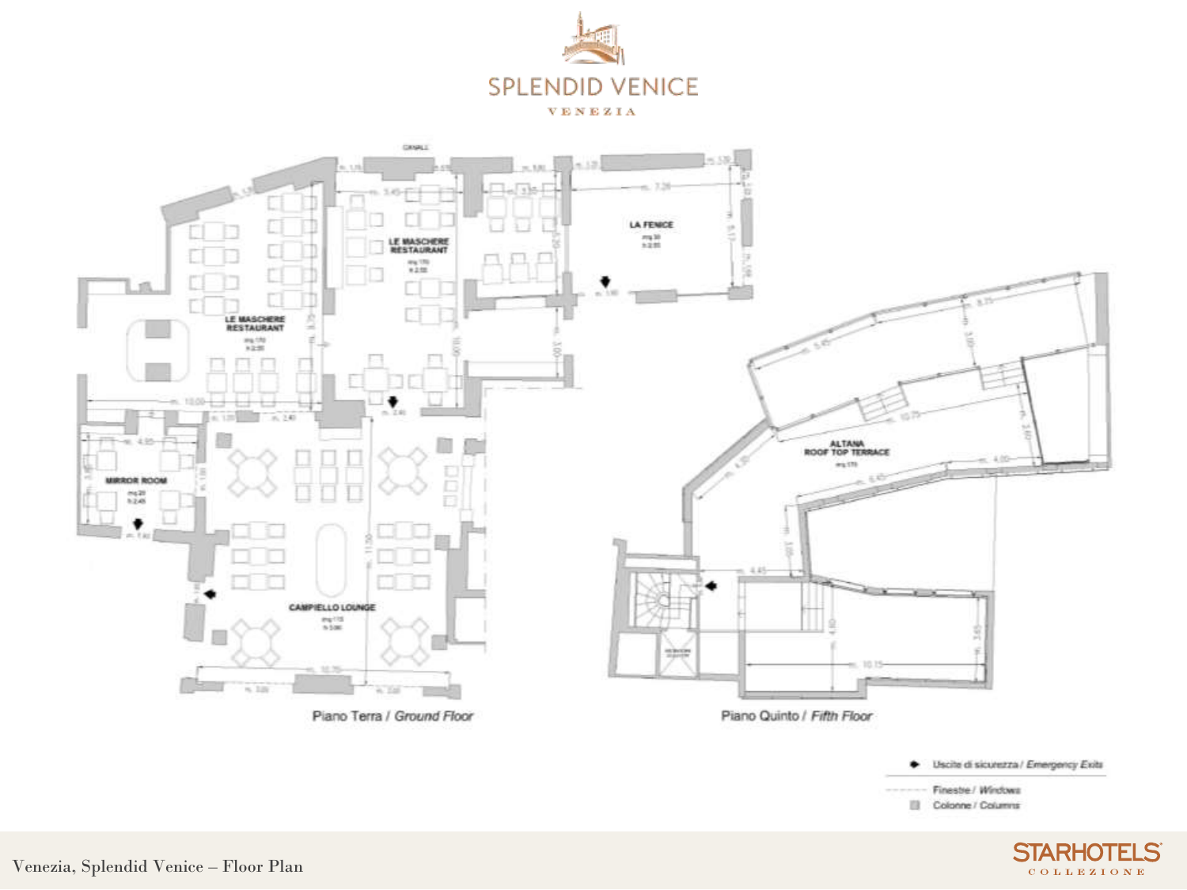# SPLENDID VENICE

VENEZIA

CANALE

LE MASCHERE RESTAURANT

mq 170
h 2.80

LE MASCHERE RESTAURANT

mq 170
h 2.80

LA FENICE

mq 30
h 2.80

MIRROR ROOM

mq 20
h 2.45

CAMPIELLO LOUNGE

mq 115
h 3.90

ALTANA
ROOF TOP TERRACE

mq 170

Piano Terra / *Ground Floor*

Piano Quinto / *Fifth Floor*

- Uscite di sicurezza / *Emergency Exits*
- Finestre / *Windows*
- Colonne / *Columns*

Venezia, Splendid Venice – Floor Plan

STARHOTELS
COLLEZIONE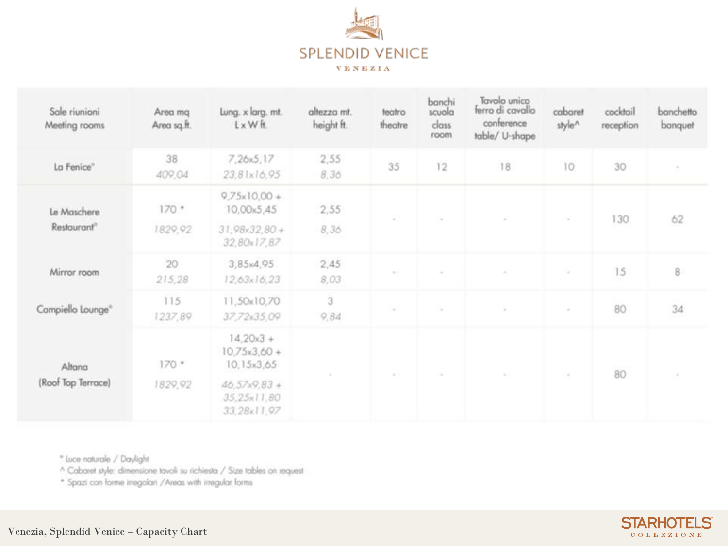# SPLENDID VENICE

VENEZIA

| Sale riunioni Meeting rooms | Area mq Area sq.ft. | Lung. x larg. mt. L x W ft. | altezza mt. height ft. | teatro theatre | banchi scuola class room | Tavolo unico ferro di cavallo conference table/ U-shape | cabaret style^ | cocktail reception | banchetto banquet |
|---|---|---|---|---|---|---|---|---|---|
| La Fenice° | 38<br>409,04 | 7,26x5,17<br>23,81x16,95 | 2,55<br>8,36 | 35 | 12 | 18 | 10 | 30 | - |
| Le Maschere Restaurant° | 170 *<br>1829,92 | 9,75x10,00 + 10,00x5,45<br>31,98x32,80 + 32,80x17,87 | 2,55<br>8,36 | - | - | - | - | 130 | 62 |
| Mirror room | 20<br>215,28 | 3,85x4,95<br>12,63x16,23 | 2,45<br>8,03 | - | - | - | - | 15 | 8 |
| Campiello Lounge° | 115<br>1237,89 | 11,50x10,70<br>37,72x35,09 | 3<br>9,84 | - | - | - | - | 80 | 34 |
| Altana (Roof Top Terrace) | 170 *<br>1829,92 | 14,20x3 + 10,75x3,60 + 10,15x3,65<br>46,57x9,83 + 35,25x11,80 33,28x11,97 | - | - | - | - | - | 80 | - |

° Luce naturale / Daylight

^ Cabaret style: dimensione tavoli su richiesta / Size tables on request

\* Spazi con forme irregolari /Areas with irregular forms

Venezia, Splendid Venice – Capacity Chart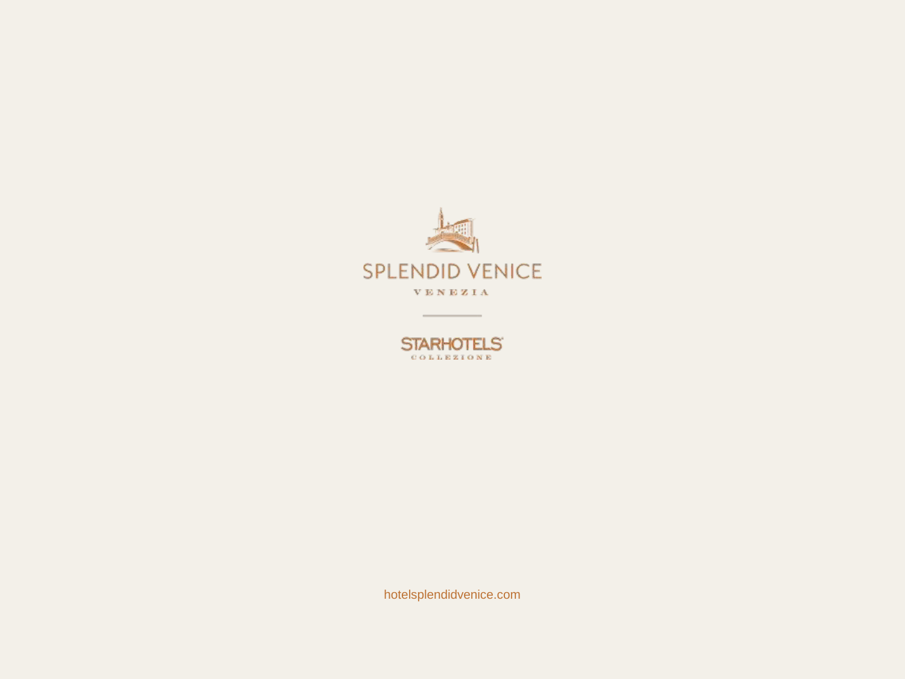SPLENDID VENICE

VENEZIA

STARHOTELS

COLLEZIONE

hotelsplendidvenice.com